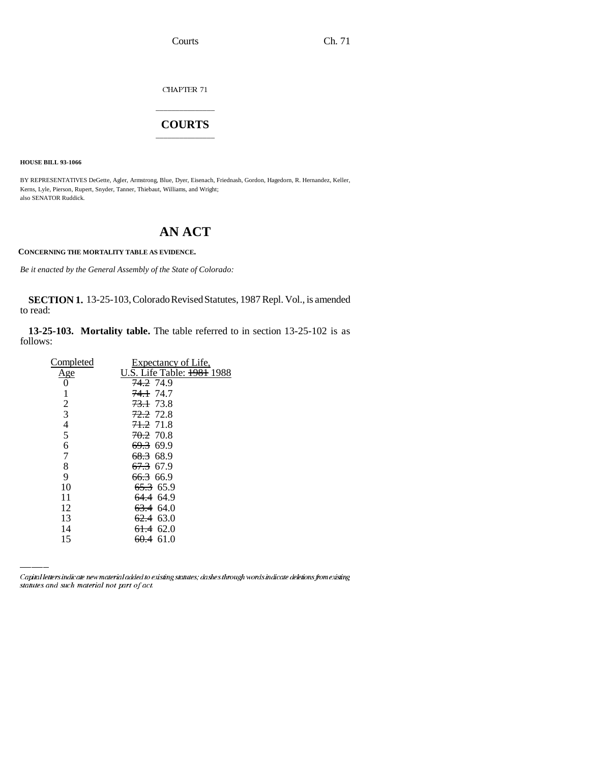CHAPTER 71

# COURTS

**HOUSE BILL 93-1066**

BY REPRESENTATIVES DeGette, Agler, Armstrong, Blue, Dyer, Eisenach, Friednash, Gordon, Hagedorn, R. Hernandez, Keller, Kerns, Lyle, Pierson, Rupert, Snyder, Tanner, Thiebaut, Williams, and Wright;
also SENATOR Ruddick.

# AN ACT

**CONCERNING THE MORTALITY TABLE AS EVIDENCE.**

*Be it enacted by the General Assembly of the State of Colorado:*

**SECTION 1.** 13-25-103, Colorado Revised Statutes, 1987 Repl. Vol., is amended to read:

**13-25-103. Mortality table.** The table referred to in section 13-25-102 is as follows:

| Completed Age | Expectancy of Life, U.S. Life Table: ~~1981~~ 1988 |
|---|---|
| 0 | ~~74.2~~ 74.9 |
| 1 | ~~74.1~~ 74.7 |
| 2 | ~~73.1~~ 73.8 |
| 3 | ~~72.2~~ 72.8 |
| 4 | ~~71.2~~ 71.8 |
| 5 | ~~70.2~~ 70.8 |
| 6 | ~~69.3~~ 69.9 |
| 7 | ~~68.3~~ 68.9 |
| 8 | ~~67.3~~ 67.9 |
| 9 | ~~66.3~~ 66.9 |
| 10 | ~~65.3~~ 65.9 |
| 11 | ~~64.4~~ 64.9 |
| 12 | ~~63.4~~ 64.0 |
| 13 | ~~62.4~~ 63.0 |
| 14 | ~~61.4~~ 62.0 |
| 15 | ~~60.4~~ 61.0 |

Capital letters indicate new material added to existing statutes; dashes through words indicate deletions from existing statutes and such material not part of act.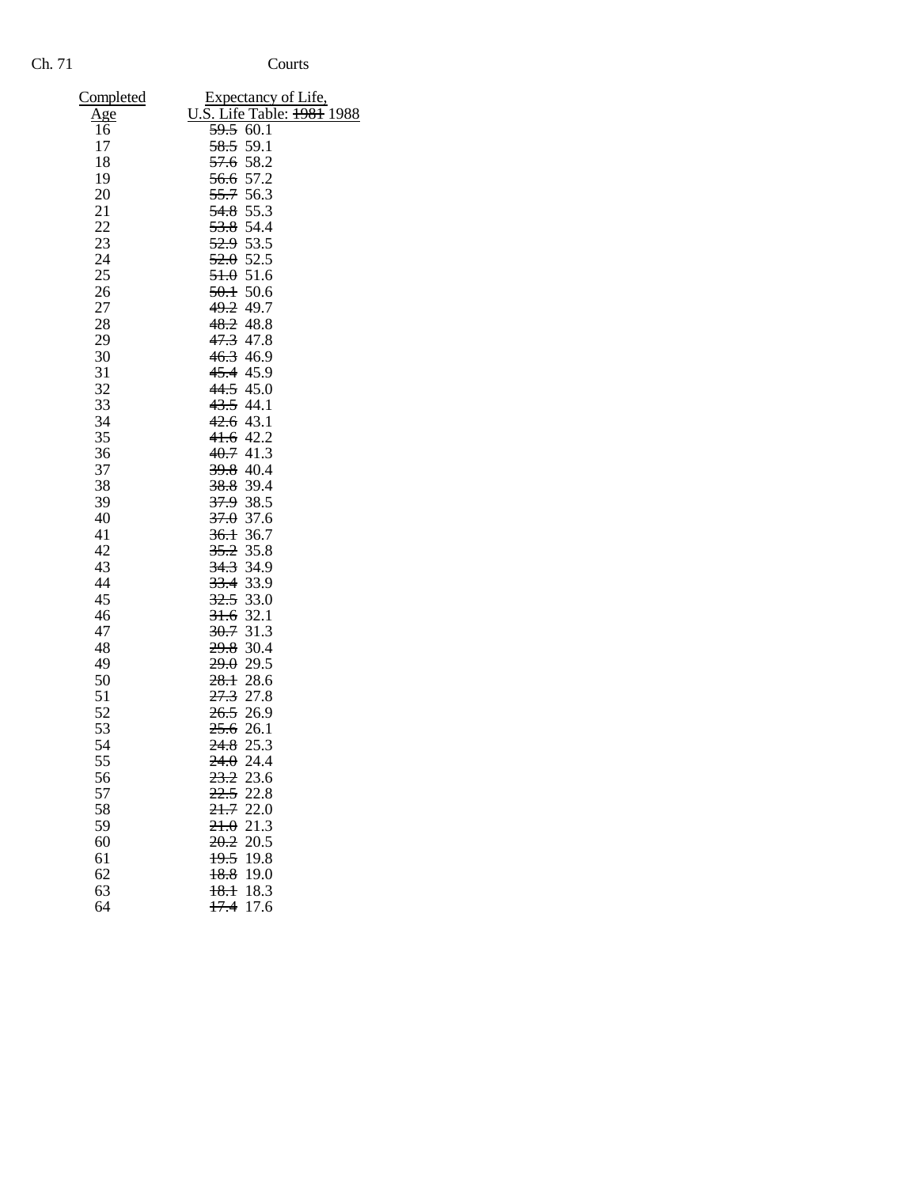| Completed Age | Expectancy of Life, U.S. Life Table: ~~1981~~ 1988 |
|---|---|
| 16 | ~~59.5~~ 60.1 |
| 17 | ~~58.5~~ 59.1 |
| 18 | ~~57.6~~ 58.2 |
| 19 | ~~56.6~~ 57.2 |
| 20 | ~~55.7~~ 56.3 |
| 21 | ~~54.8~~ 55.3 |
| 22 | ~~53.8~~ 54.4 |
| 23 | ~~52.9~~ 53.5 |
| 24 | ~~52.0~~ 52.5 |
| 25 | ~~51.0~~ 51.6 |
| 26 | ~~50.1~~ 50.6 |
| 27 | ~~49.2~~ 49.7 |
| 28 | ~~48.2~~ 48.8 |
| 29 | ~~47.3~~ 47.8 |
| 30 | ~~46.3~~ 46.9 |
| 31 | ~~45.4~~ 45.9 |
| 32 | ~~44.5~~ 45.0 |
| 33 | ~~43.5~~ 44.1 |
| 34 | ~~42.6~~ 43.1 |
| 35 | ~~41.6~~ 42.2 |
| 36 | ~~40.7~~ 41.3 |
| 37 | ~~39.8~~ 40.4 |
| 38 | ~~38.8~~ 39.4 |
| 39 | ~~37.9~~ 38.5 |
| 40 | ~~37.0~~ 37.6 |
| 41 | ~~36.1~~ 36.7 |
| 42 | ~~35.2~~ 35.8 |
| 43 | ~~34.3~~ 34.9 |
| 44 | ~~33.4~~ 33.9 |
| 45 | ~~32.5~~ 33.0 |
| 46 | ~~31.6~~ 32.1 |
| 47 | ~~30.7~~ 31.3 |
| 48 | ~~29.8~~ 30.4 |
| 49 | ~~29.0~~ 29.5 |
| 50 | ~~28.1~~ 28.6 |
| 51 | ~~27.3~~ 27.8 |
| 52 | ~~26.5~~ 26.9 |
| 53 | ~~25.6~~ 26.1 |
| 54 | ~~24.8~~ 25.3 |
| 55 | ~~24.0~~ 24.4 |
| 56 | ~~23.2~~ 23.6 |
| 57 | ~~22.5~~ 22.8 |
| 58 | ~~21.7~~ 22.0 |
| 59 | ~~21.0~~ 21.3 |
| 60 | ~~20.2~~ 20.5 |
| 61 | ~~19.5~~ 19.8 |
| 62 | ~~18.8~~ 19.0 |
| 63 | ~~18.1~~ 18.3 |
| 64 | ~~17.4~~ 17.6 |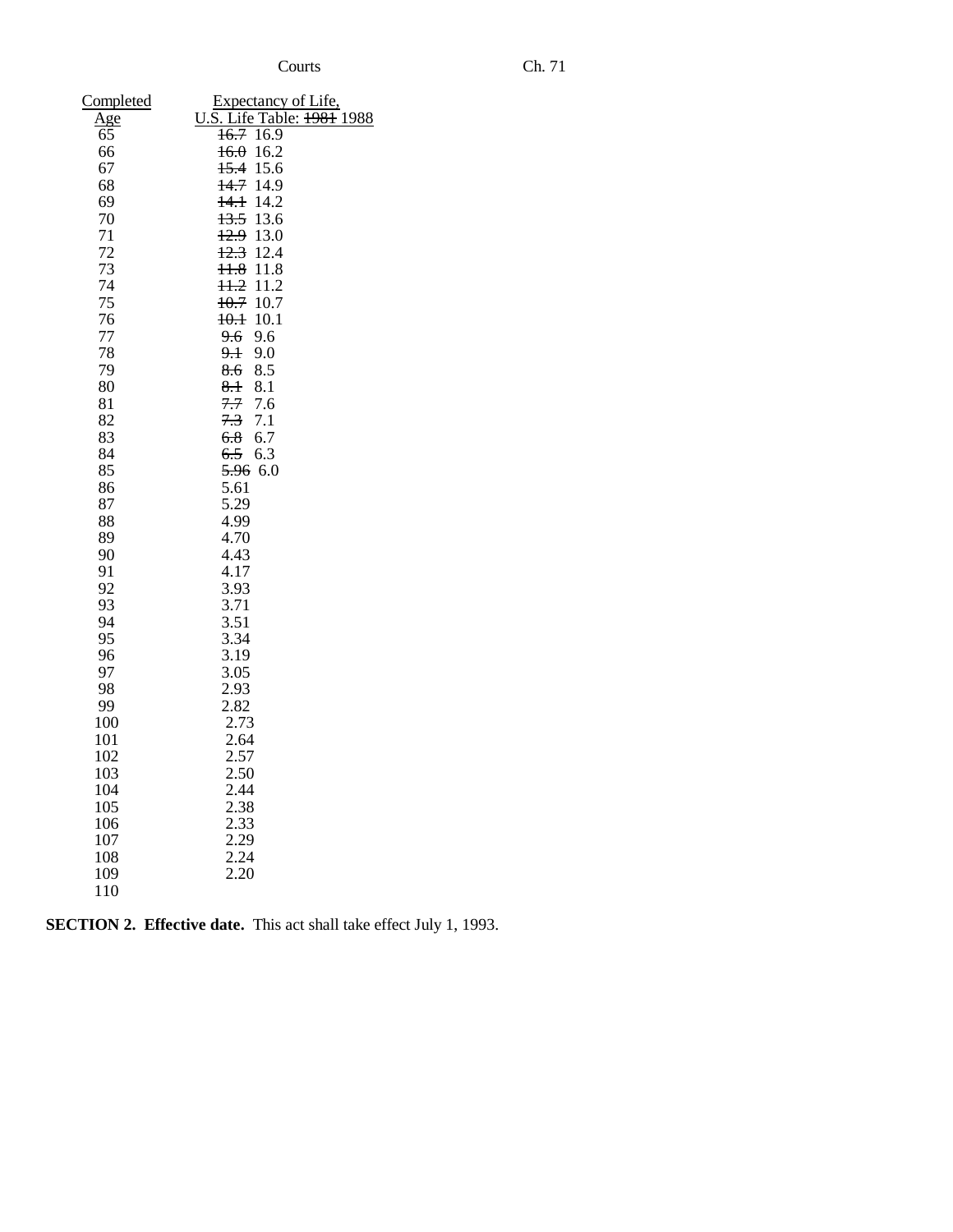| Completed Age | Expectancy of Life, U.S. Life Table: ~~1981~~ 1988 |
|---|---|
| 65 | ~~16.7~~ 16.9 |
| 66 | ~~16.0~~ 16.2 |
| 67 | ~~15.4~~ 15.6 |
| 68 | ~~14.7~~ 14.9 |
| 69 | ~~14.1~~ 14.2 |
| 70 | ~~13.5~~ 13.6 |
| 71 | ~~12.9~~ 13.0 |
| 72 | ~~12.3~~ 12.4 |
| 73 | ~~11.8~~ 11.8 |
| 74 | ~~11.2~~ 11.2 |
| 75 | ~~10.7~~ 10.7 |
| 76 | ~~10.1~~ 10.1 |
| 77 | ~~9.6~~ 9.6 |
| 78 | ~~9.1~~ 9.0 |
| 79 | ~~8.6~~ 8.5 |
| 80 | ~~8.1~~ 8.1 |
| 81 | ~~7.7~~ 7.6 |
| 82 | ~~7.3~~ 7.1 |
| 83 | ~~6.8~~ 6.7 |
| 84 | ~~6.5~~ 6.3 |
| 85 | ~~5.96~~ 6.0 |
| 86 | 5.61 |
| 87 | 5.29 |
| 88 | 4.99 |
| 89 | 4.70 |
| 90 | 4.43 |
| 91 | 4.17 |
| 92 | 3.93 |
| 93 | 3.71 |
| 94 | 3.51 |
| 95 | 3.34 |
| 96 | 3.19 |
| 97 | 3.05 |
| 98 | 2.93 |
| 99 | 2.82 |
| 100 | 2.73 |
| 101 | 2.64 |
| 102 | 2.57 |
| 103 | 2.50 |
| 104 | 2.44 |
| 105 | 2.38 |
| 106 | 2.33 |
| 107 | 2.29 |
| 108 | 2.24 |
| 109 | 2.20 |
| 110 | |

**SECTION 2. Effective date.** This act shall take effect July 1, 1993.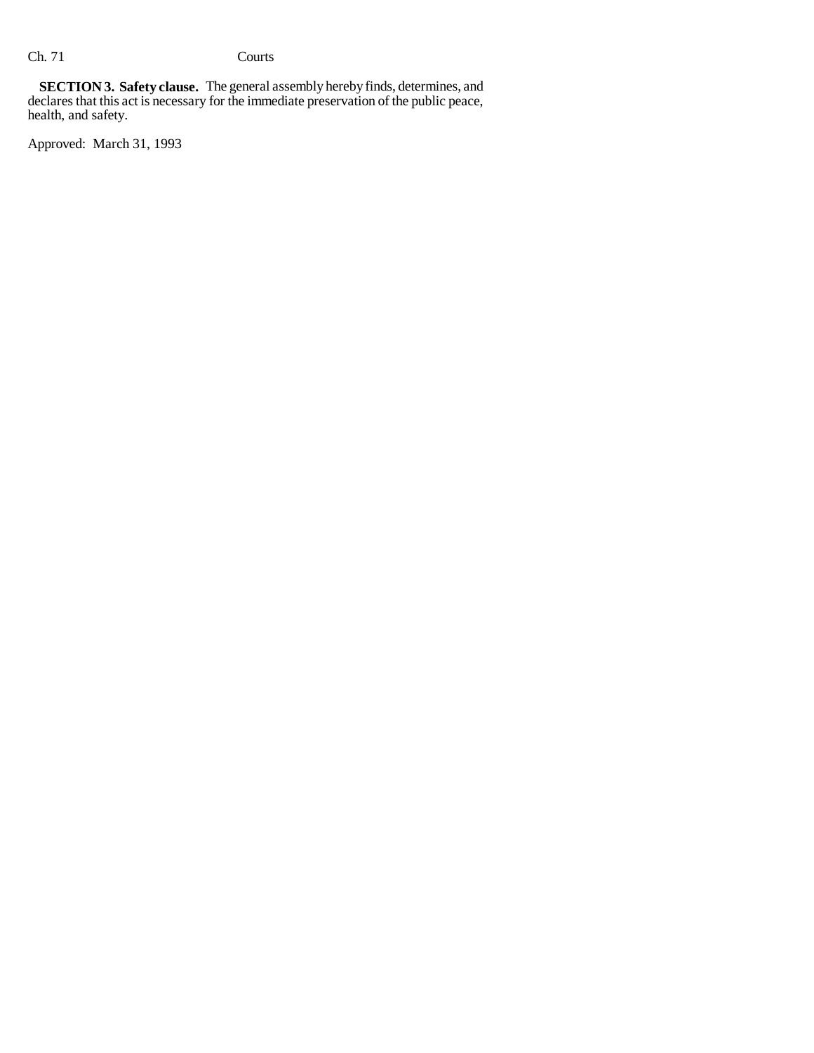**SECTION 3. Safety clause.** The general assembly hereby finds, determines, and declares that this act is necessary for the immediate preservation of the public peace, health, and safety.

Approved: March 31, 1993